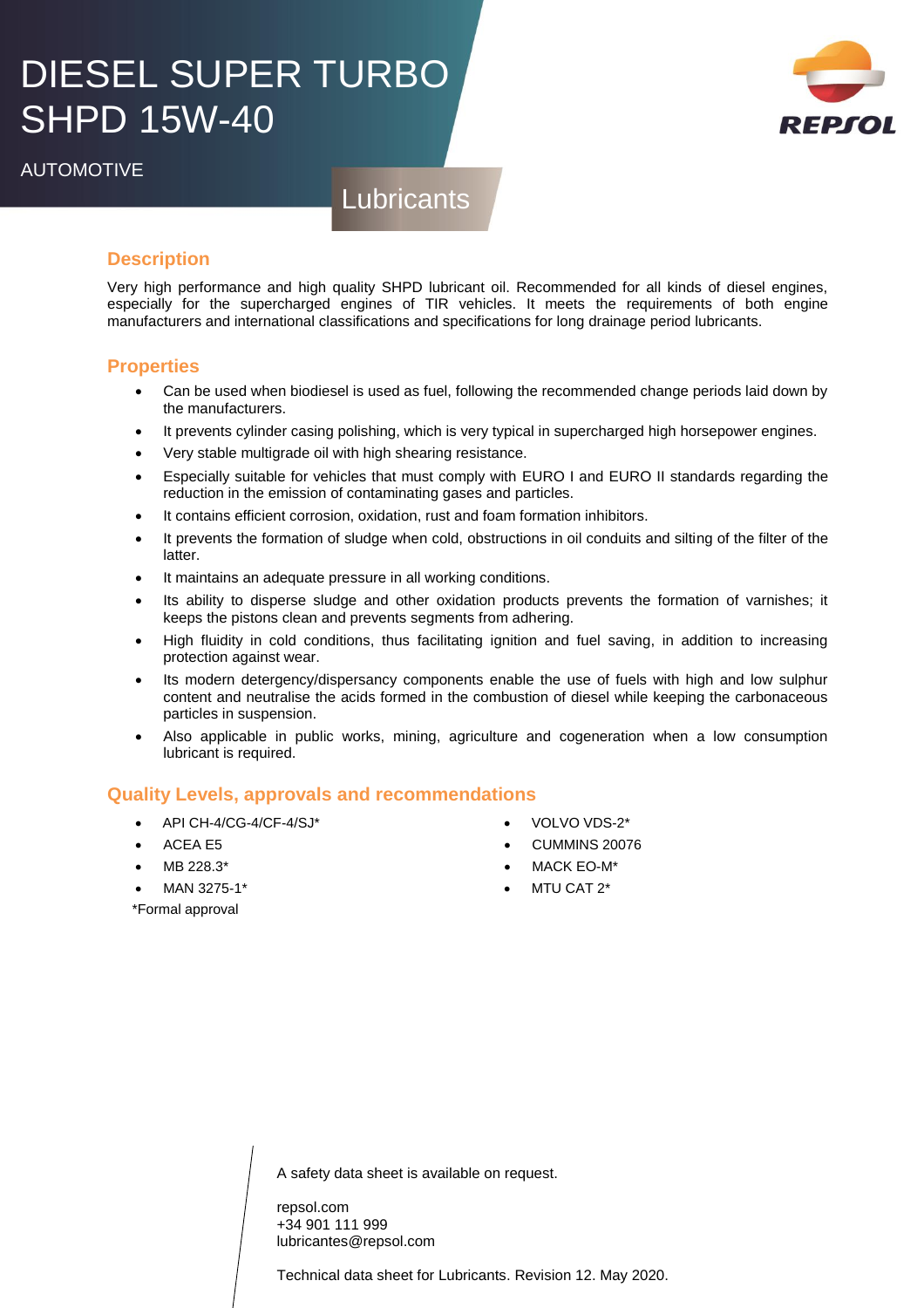# DIESEL SUPER TURBO SHPD 15W-40

AUTOMOTIVE

Lubricants

REPSOL

## Description

Very high performance and high quality SHPD lubricant oil. Recommended for all kinds of diesel engines, especially for the supercharged engines of TIR vehicles. It meets the requirements of both engine manufacturers and international classifications and specifications for long drainage period lubricants.

## Properties

- Can be used when biodiesel is used as fuel, following the recommended change periods laid down by the manufacturers.
- It prevents cylinder casing polishing, which is very typical in supercharged high horsepower engines.
- Very stable multigrade oil with high shearing resistance.
- Especially suitable for vehicles that must comply with EURO I and EURO II standards regarding the reduction in the emission of contaminating gases and particles.
- It contains efficient corrosion, oxidation, rust and foam formation inhibitors.
- It prevents the formation of sludge when cold, obstructions in oil conduits and silting of the filter of the latter.
- It maintains an adequate pressure in all working conditions.
- Its ability to disperse sludge and other oxidation products prevents the formation of varnishes; it keeps the pistons clean and prevents segments from adhering.
- High fluidity in cold conditions, thus facilitating ignition and fuel saving, in addition to increasing protection against wear.
- Its modern detergency/dispersancy components enable the use of fuels with high and low sulphur content and neutralise the acids formed in the combustion of diesel while keeping the carbonaceous particles in suspension.
- Also applicable in public works, mining, agriculture and cogeneration when a low consumption lubricant is required.

## Quality Levels, approvals and recommendations

- API CH-4/CG-4/CF-4/SJ*
- ACEA E5
- MB 228.3*
- MAN 3275-1*
- VOLVO VDS-2*
- CUMMINS 20076
- MACK EO-M*
- MTU CAT 2*

*Formal approval

A safety data sheet is available on request.

repsol.com
+34 901 111 999
lubricantes@repsol.com

Technical data sheet for Lubricants. Revision 12. May 2020.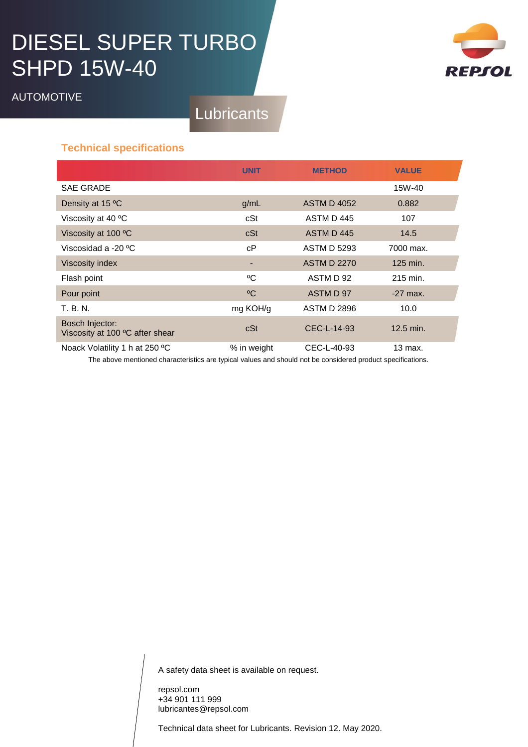# DIESEL SUPER TURBO SHPD 15W-40

AUTOMOTIVE

Lubricants

## Technical specifications

| | UNIT | METHOD | VALUE |
|---|---|---|---|
| SAE GRADE | | | 15W-40 |
| Density at 15 ºC | g/mL | ASTM D 4052 | 0.882 |
| Viscosity at 40 ºC | cSt | ASTM D 445 | 107 |
| Viscosity at 100 ºC | cSt | ASTM D 445 | 14.5 |
| Viscosidad a -20 ºC | cP | ASTM D 5293 | 7000 max. |
| Viscosity index | - | ASTM D 2270 | 125 min. |
| Flash point | ºC | ASTM D 92 | 215 min. |
| Pour point | ºC | ASTM D 97 | -27 max. |
| T. B. N. | mg KOH/g | ASTM D 2896 | 10.0 |
| Bosch Injector: Viscosity at 100 ºC after shear | cSt | CEC-L-14-93 | 12.5 min. |
| Noack Volatility 1 h at 250 ºC | % in weight | CEC-L-40-93 | 13 max. |

The above mentioned characteristics are typical values and should not be considered product specifications.

A safety data sheet is available on request.

repsol.com
+34 901 111 999
lubricantes@repsol.com

Technical data sheet for Lubricants. Revision 12. May 2020.